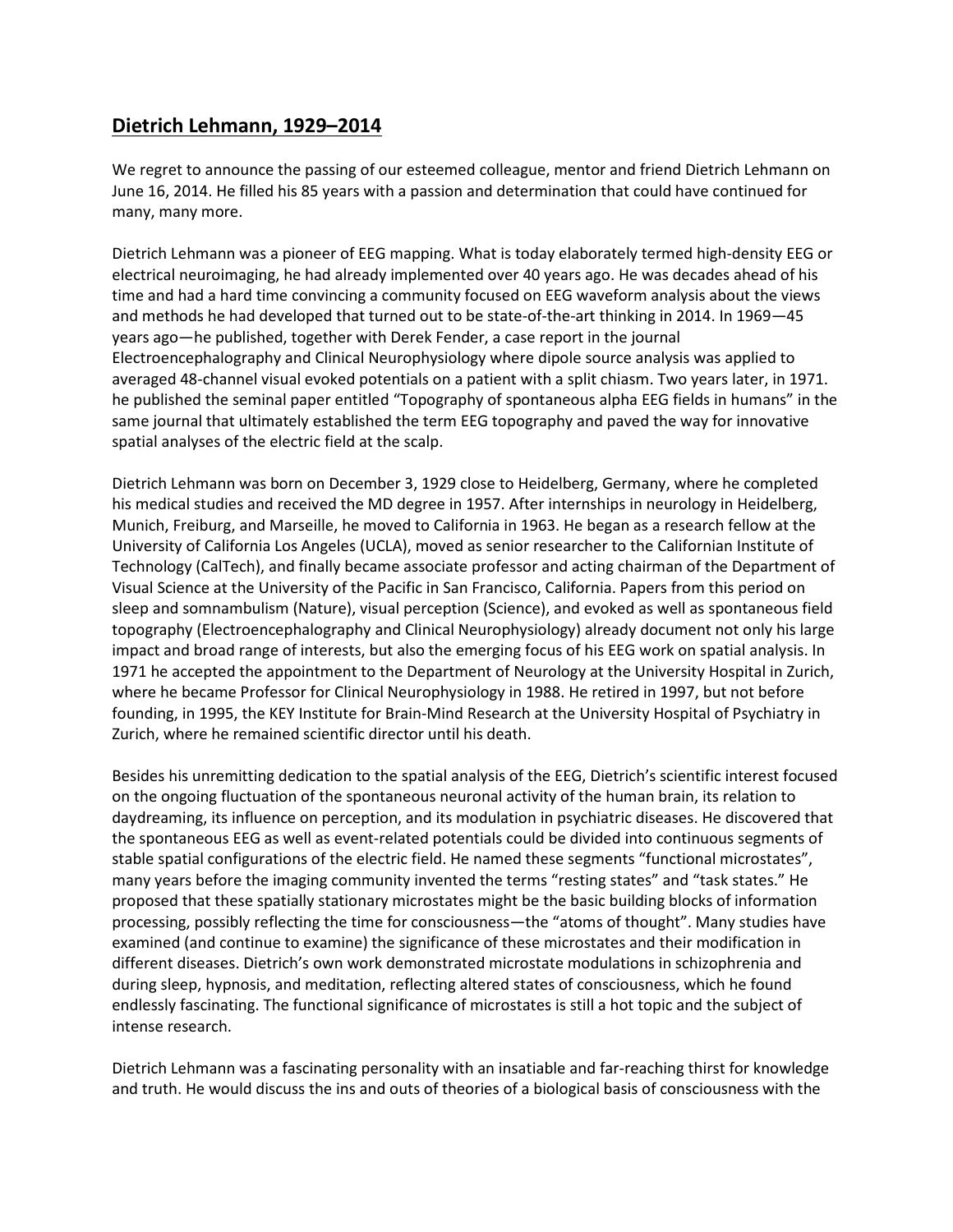## Dietrich Lehmann, 1929–2014

We regret to announce the passing of our esteemed colleague, mentor and friend Dietrich Lehmann on June 16, 2014. He filled his 85 years with a passion and determination that could have continued for many, many more.

Dietrich Lehmann was a pioneer of EEG mapping. What is today elaborately termed high-density EEG or electrical neuroimaging, he had already implemented over 40 years ago. He was decades ahead of his time and had a hard time convincing a community focused on EEG waveform analysis about the views and methods he had developed that turned out to be state-of-the-art thinking in 2014. In 1969—45 years ago—he published, together with Derek Fender, a case report in the journal Electroencephalography and Clinical Neurophysiology where dipole source analysis was applied to averaged 48-channel visual evoked potentials on a patient with a split chiasm. Two years later, in 1971. he published the seminal paper entitled "Topography of spontaneous alpha EEG fields in humans" in the same journal that ultimately established the term EEG topography and paved the way for innovative spatial analyses of the electric field at the scalp.

Dietrich Lehmann was born on December 3, 1929 close to Heidelberg, Germany, where he completed his medical studies and received the MD degree in 1957. After internships in neurology in Heidelberg, Munich, Freiburg, and Marseille, he moved to California in 1963. He began as a research fellow at the University of California Los Angeles (UCLA), moved as senior researcher to the Californian Institute of Technology (CalTech), and finally became associate professor and acting chairman of the Department of Visual Science at the University of the Pacific in San Francisco, California. Papers from this period on sleep and somnambulism (Nature), visual perception (Science), and evoked as well as spontaneous field topography (Electroencephalography and Clinical Neurophysiology) already document not only his large impact and broad range of interests, but also the emerging focus of his EEG work on spatial analysis. In 1971 he accepted the appointment to the Department of Neurology at the University Hospital in Zurich, where he became Professor for Clinical Neurophysiology in 1988. He retired in 1997, but not before founding, in 1995, the KEY Institute for Brain-Mind Research at the University Hospital of Psychiatry in Zurich, where he remained scientific director until his death.

Besides his unremitting dedication to the spatial analysis of the EEG, Dietrich's scientific interest focused on the ongoing fluctuation of the spontaneous neuronal activity of the human brain, its relation to daydreaming, its influence on perception, and its modulation in psychiatric diseases. He discovered that the spontaneous EEG as well as event-related potentials could be divided into continuous segments of stable spatial configurations of the electric field. He named these segments "functional microstates", many years before the imaging community invented the terms "resting states" and "task states." He proposed that these spatially stationary microstates might be the basic building blocks of information processing, possibly reflecting the time for consciousness—the "atoms of thought". Many studies have examined (and continue to examine) the significance of these microstates and their modification in different diseases. Dietrich's own work demonstrated microstate modulations in schizophrenia and during sleep, hypnosis, and meditation, reflecting altered states of consciousness, which he found endlessly fascinating. The functional significance of microstates is still a hot topic and the subject of intense research.

Dietrich Lehmann was a fascinating personality with an insatiable and far-reaching thirst for knowledge and truth. He would discuss the ins and outs of theories of a biological basis of consciousness with the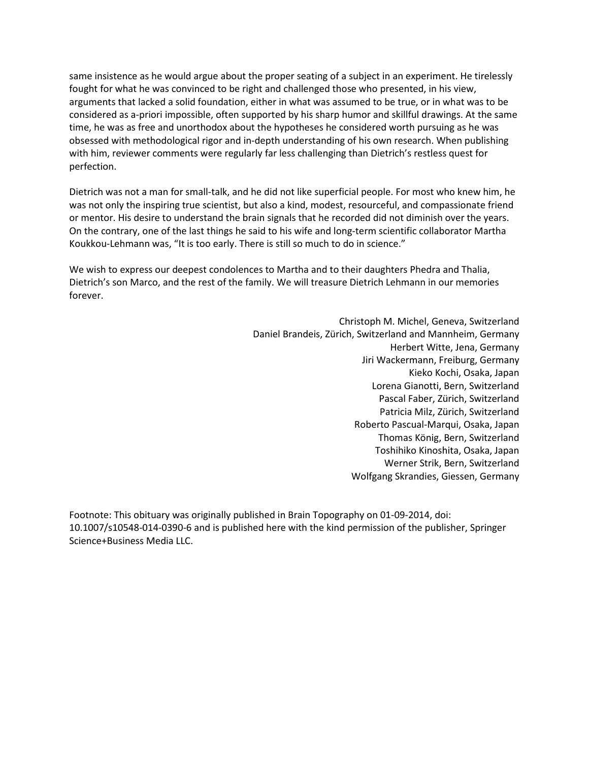same insistence as he would argue about the proper seating of a subject in an experiment. He tirelessly fought for what he was convinced to be right and challenged those who presented, in his view, arguments that lacked a solid foundation, either in what was assumed to be true, or in what was to be considered as a-priori impossible, often supported by his sharp humor and skillful drawings. At the same time, he was as free and unorthodox about the hypotheses he considered worth pursuing as he was obsessed with methodological rigor and in-depth understanding of his own research. When publishing with him, reviewer comments were regularly far less challenging than Dietrich's restless quest for perfection.

Dietrich was not a man for small-talk, and he did not like superficial people. For most who knew him, he was not only the inspiring true scientist, but also a kind, modest, resourceful, and compassionate friend or mentor. His desire to understand the brain signals that he recorded did not diminish over the years. On the contrary, one of the last things he said to his wife and long-term scientific collaborator Martha Koukkou-Lehmann was, "It is too early. There is still so much to do in science."

We wish to express our deepest condolences to Martha and to their daughters Phedra and Thalia, Dietrich's son Marco, and the rest of the family. We will treasure Dietrich Lehmann in our memories forever.

Christoph M. Michel, Geneva, Switzerland
Daniel Brandeis, Zürich, Switzerland and Mannheim, Germany
Herbert Witte, Jena, Germany
Jiri Wackermann, Freiburg, Germany
Kieko Kochi, Osaka, Japan
Lorena Gianotti, Bern, Switzerland
Pascal Faber, Zürich, Switzerland
Patricia Milz, Zürich, Switzerland
Roberto Pascual-Marqui, Osaka, Japan
Thomas König, Bern, Switzerland
Toshihiko Kinoshita, Osaka, Japan
Werner Strik, Bern, Switzerland
Wolfgang Skrandies, Giessen, Germany

Footnote: This obituary was originally published in Brain Topography on 01-09-2014, doi: 10.1007/s10548-014-0390-6 and is published here with the kind permission of the publisher, Springer Science+Business Media LLC.